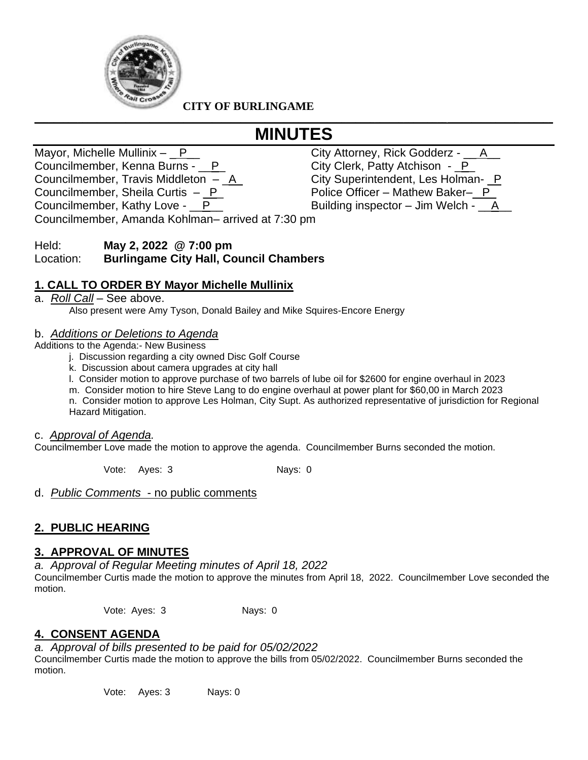**CITY OF BURLINGAME**

# MINUTES

Mayor, Michelle Mullinix – _P_
Councilmember, Kenna Burns - _P_
Councilmember, Travis Middleton – _A_
Councilmember, Sheila Curtis – _P_
Councilmember, Kathy Love - _P_
Councilmember, Amanda Kohlman– arrived at 7:30 pm

City Attorney, Rick Godderz - _A_
City Clerk, Patty Atchison - _P_
City Superintendent, Les Holman- _P
Police Officer – Mathew Baker– _P_
Building inspector – Jim Welch - _A_

Held: **May 2, 2022 @ 7:00 pm**
Location: **Burlingame City Hall, Council Chambers**

## 1. CALL TO ORDER BY Mayor Michelle Mullinix

a. *Roll Call* – See above.

Also present were Amy Tyson, Donald Bailey and Mike Squires-Encore Energy

b. *Additions or Deletions to Agenda*

Additions to the Agenda:- New Business

j. Discussion regarding a city owned Disc Golf Course
k. Discussion about camera upgrades at city hall
l. Consider motion to approve purchase of two barrels of lube oil for $2600 for engine overhaul in 2023
m. Consider motion to hire Steve Lang to do engine overhaul at power plant for $60,00 in March 2023
n. Consider motion to approve Les Holman, City Supt. As authorized representative of jurisdiction for Regional Hazard Mitigation.

c. *Approval of Agenda.*

Councilmember Love made the motion to approve the agenda. Councilmember Burns seconded the motion.

Vote: Ayes: 3 Nays: 0

d. *Public Comments* - no public comments

## 2. PUBLIC HEARING

## 3. APPROVAL OF MINUTES

*a. Approval of Regular Meeting minutes of April 18, 2022*

Councilmember Curtis made the motion to approve the minutes from April 18, 2022. Councilmember Love seconded the motion.

Vote: Ayes: 3 Nays: 0

## 4. CONSENT AGENDA

*a. Approval of bills presented to be paid for 05/02/2022*

Councilmember Curtis made the motion to approve the bills from 05/02/2022. Councilmember Burns seconded the motion.

Vote: Ayes: 3 Nays: 0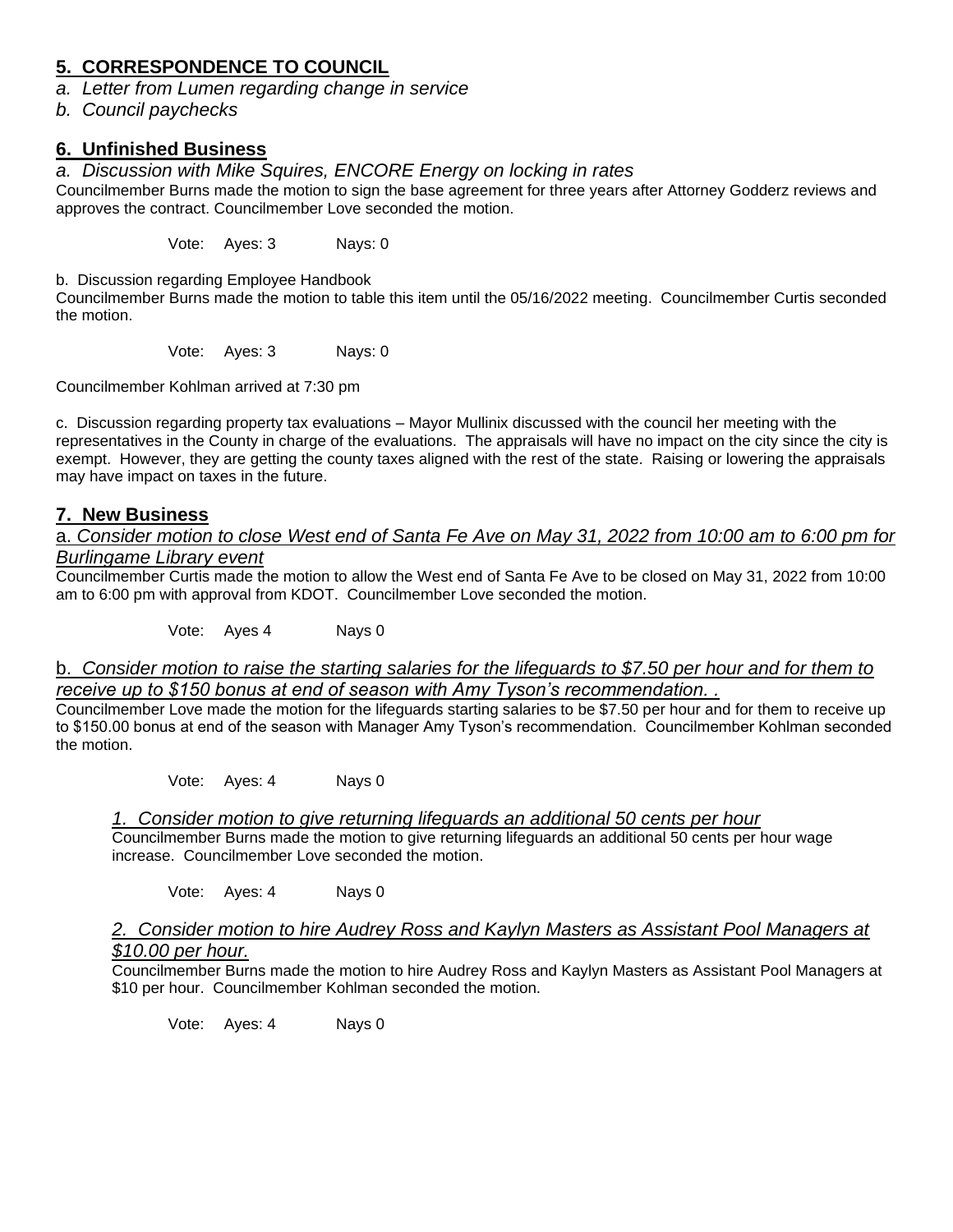## 5. CORRESPONDENCE TO COUNCIL

*a. Letter from Lumen regarding change in service*

*b. Council paychecks*

## 6. Unfinished Business

*a. Discussion with Mike Squires, ENCORE Energy on locking in rates*

Councilmember Burns made the motion to sign the base agreement for three years after Attorney Godderz reviews and approves the contract. Councilmember Love seconded the motion.

Vote: Ayes: 3 Nays: 0

b. Discussion regarding Employee Handbook

Councilmember Burns made the motion to table this item until the 05/16/2022 meeting. Councilmember Curtis seconded the motion.

Vote: Ayes: 3 Nays: 0

Councilmember Kohlman arrived at 7:30 pm

c. Discussion regarding property tax evaluations – Mayor Mullinix discussed with the council her meeting with the representatives in the County in charge of the evaluations. The appraisals will have no impact on the city since the city is exempt. However, they are getting the county taxes aligned with the rest of the state. Raising or lowering the appraisals may have impact on taxes in the future.

## 7. New Business

a. *Consider motion to close West end of Santa Fe Ave on May 31, 2022 from 10:00 am to 6:00 pm for Burlingame Library event*

Councilmember Curtis made the motion to allow the West end of Santa Fe Ave to be closed on May 31, 2022 from 10:00 am to 6:00 pm with approval from KDOT. Councilmember Love seconded the motion.

Vote: Ayes 4 Nays 0

b. *Consider motion to raise the starting salaries for the lifeguards to $7.50 per hour and for them to receive up to $150 bonus at end of season with Amy Tyson's recommendation. .*

Councilmember Love made the motion for the lifeguards starting salaries to be $7.50 per hour and for them to receive up to $150.00 bonus at end of the season with Manager Amy Tyson's recommendation. Councilmember Kohlman seconded the motion.

Vote: Ayes: 4 Nays 0

*1. Consider motion to give returning lifeguards an additional 50 cents per hour*

Councilmember Burns made the motion to give returning lifeguards an additional 50 cents per hour wage increase. Councilmember Love seconded the motion.

Vote: Ayes: 4 Nays 0

*2. Consider motion to hire Audrey Ross and Kaylyn Masters as Assistant Pool Managers at $10.00 per hour.*

Councilmember Burns made the motion to hire Audrey Ross and Kaylyn Masters as Assistant Pool Managers at $10 per hour. Councilmember Kohlman seconded the motion.

Vote: Ayes: 4 Nays 0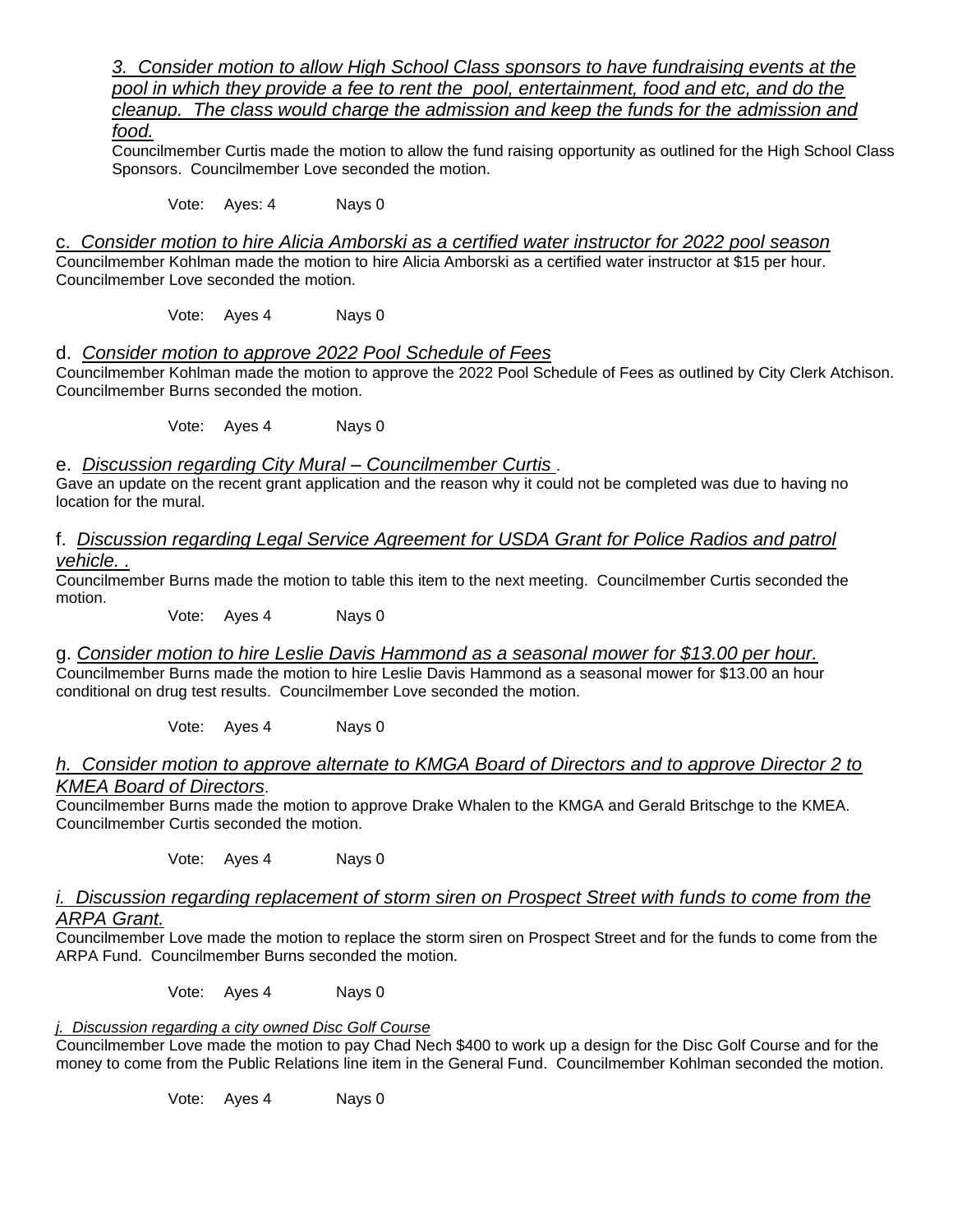*3. Consider motion to allow High School Class sponsors to have fundraising events at the pool in which they provide a fee to rent the pool, entertainment, food and etc, and do the cleanup. The class would charge the admission and keep the funds for the admission and food.*

Councilmember Curtis made the motion to allow the fund raising opportunity as outlined for the High School Class Sponsors. Councilmember Love seconded the motion.

Vote: Ayes: 4 Nays 0

c. *Consider motion to hire Alicia Amborski as a certified water instructor for 2022 pool season*

Councilmember Kohlman made the motion to hire Alicia Amborski as a certified water instructor at $15 per hour. Councilmember Love seconded the motion.

Vote: Ayes 4 Nays 0

d. *Consider motion to approve 2022 Pool Schedule of Fees*

Councilmember Kohlman made the motion to approve the 2022 Pool Schedule of Fees as outlined by City Clerk Atchison. Councilmember Burns seconded the motion.

Vote: Ayes 4 Nays 0

e. *Discussion regarding City Mural – Councilmember Curtis* .

Gave an update on the recent grant application and the reason why it could not be completed was due to having no location for the mural.

f. *Discussion regarding Legal Service Agreement for USDA Grant for Police Radios and patrol vehicle. .*

Councilmember Burns made the motion to table this item to the next meeting. Councilmember Curtis seconded the motion.

Vote: Ayes 4 Nays 0

g. *Consider motion to hire Leslie Davis Hammond as a seasonal mower for $13.00 per hour.*

Councilmember Burns made the motion to hire Leslie Davis Hammond as a seasonal mower for $13.00 an hour conditional on drug test results. Councilmember Love seconded the motion.

Vote: Ayes 4 Nays 0

*h. Consider motion to approve alternate to KMGA Board of Directors and to approve Director 2 to KMEA Board of Directors.*

Councilmember Burns made the motion to approve Drake Whalen to the KMGA and Gerald Britschge to the KMEA. Councilmember Curtis seconded the motion.

Vote: Ayes 4 Nays 0

*i. Discussion regarding replacement of storm siren on Prospect Street with funds to come from the ARPA Grant.*

Councilmember Love made the motion to replace the storm siren on Prospect Street and for the funds to come from the ARPA Fund. Councilmember Burns seconded the motion.

Vote: Ayes 4 Nays 0

*j. Discussion regarding a city owned Disc Golf Course*

Councilmember Love made the motion to pay Chad Nech $400 to work up a design for the Disc Golf Course and for the money to come from the Public Relations line item in the General Fund. Councilmember Kohlman seconded the motion.

Vote: Ayes 4 Nays 0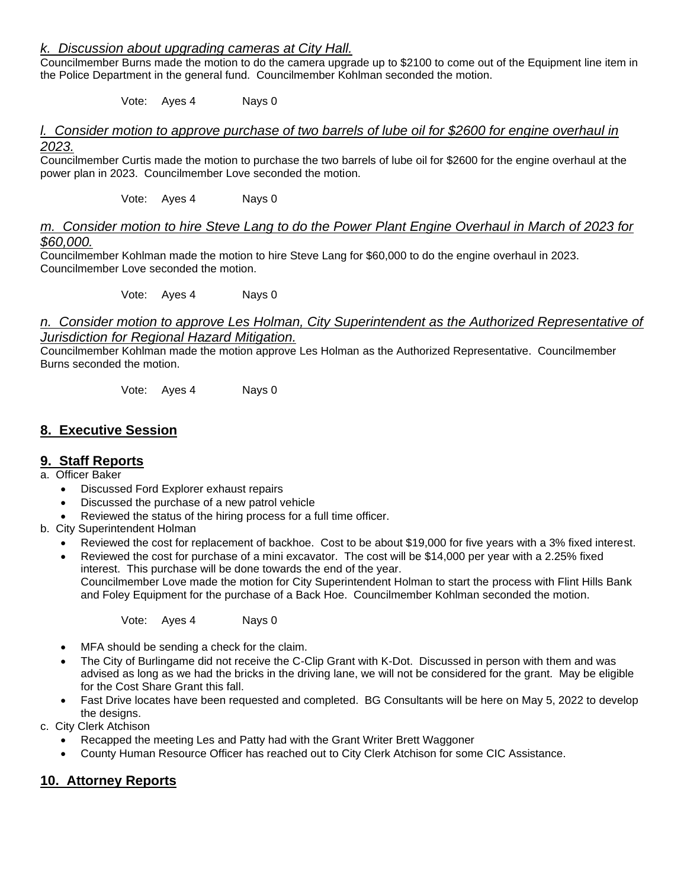*k. Discussion about upgrading cameras at City Hall.*

Councilmember Burns made the motion to do the camera upgrade up to $2100 to come out of the Equipment line item in the Police Department in the general fund. Councilmember Kohlman seconded the motion.

Vote: Ayes 4 Nays 0

*l. Consider motion to approve purchase of two barrels of lube oil for $2600 for engine overhaul in 2023.*

Councilmember Curtis made the motion to purchase the two barrels of lube oil for $2600 for the engine overhaul at the power plan in 2023. Councilmember Love seconded the motion.

Vote: Ayes 4 Nays 0

*m. Consider motion to hire Steve Lang to do the Power Plant Engine Overhaul in March of 2023 for $60,000.*

Councilmember Kohlman made the motion to hire Steve Lang for $60,000 to do the engine overhaul in 2023. Councilmember Love seconded the motion.

Vote: Ayes 4 Nays 0

*n. Consider motion to approve Les Holman, City Superintendent as the Authorized Representative of Jurisdiction for Regional Hazard Mitigation.*

Councilmember Kohlman made the motion approve Les Holman as the Authorized Representative. Councilmember Burns seconded the motion.

Vote: Ayes 4 Nays 0

## 8. Executive Session

## 9. Staff Reports

a. Officer Baker

- Discussed Ford Explorer exhaust repairs
- Discussed the purchase of a new patrol vehicle
- Reviewed the status of the hiring process for a full time officer.

b. City Superintendent Holman

- Reviewed the cost for replacement of backhoe. Cost to be about $19,000 for five years with a 3% fixed interest.
- Reviewed the cost for purchase of a mini excavator. The cost will be $14,000 per year with a 2.25% fixed interest. This purchase will be done towards the end of the year.
  Councilmember Love made the motion for City Superintendent Holman to start the process with Flint Hills Bank and Foley Equipment for the purchase of a Back Hoe. Councilmember Kohlman seconded the motion.

  Vote: Ayes 4 Nays 0

- MFA should be sending a check for the claim.
- The City of Burlingame did not receive the C-Clip Grant with K-Dot. Discussed in person with them and was advised as long as we had the bricks in the driving lane, we will not be considered for the grant. May be eligible for the Cost Share Grant this fall.
- Fast Drive locates have been requested and completed. BG Consultants will be here on May 5, 2022 to develop the designs.

c. City Clerk Atchison

- Recapped the meeting Les and Patty had with the Grant Writer Brett Waggoner
- County Human Resource Officer has reached out to City Clerk Atchison for some CIC Assistance.

## 10. Attorney Reports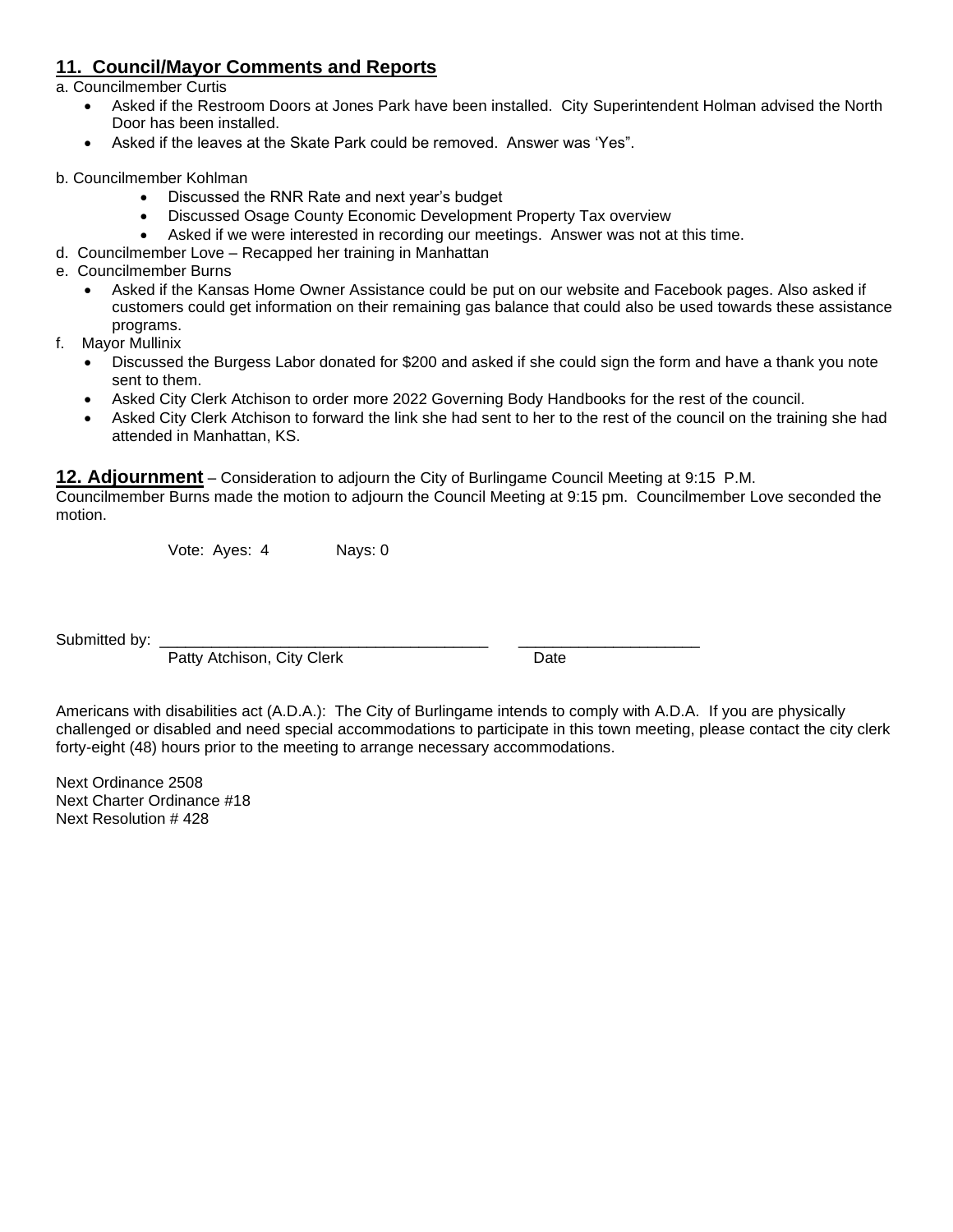## 11. Council/Mayor Comments and Reports

a. Councilmember Curtis

- Asked if the Restroom Doors at Jones Park have been installed. City Superintendent Holman advised the North Door has been installed.
- Asked if the leaves at the Skate Park could be removed. Answer was 'Yes".

b. Councilmember Kohlman

- Discussed the RNR Rate and next year's budget
- Discussed Osage County Economic Development Property Tax overview
- Asked if we were interested in recording our meetings. Answer was not at this time.

d. Councilmember Love – Recapped her training in Manhattan

e. Councilmember Burns

- Asked if the Kansas Home Owner Assistance could be put on our website and Facebook pages. Also asked if customers could get information on their remaining gas balance that could also be used towards these assistance programs.

f. Mayor Mullinix

- Discussed the Burgess Labor donated for $200 and asked if she could sign the form and have a thank you note sent to them.
- Asked City Clerk Atchison to order more 2022 Governing Body Handbooks for the rest of the council.
- Asked City Clerk Atchison to forward the link she had sent to her to the rest of the council on the training she had attended in Manhattan, KS.

**12. Adjournment** – Consideration to adjourn the City of Burlingame Council Meeting at 9:15 P.M.

Councilmember Burns made the motion to adjourn the Council Meeting at 9:15 pm. Councilmember Love seconded the motion.

Vote: Ayes: 4 Nays: 0

Submitted by: ______________________________________ ____________________

Patty Atchison, City Clerk Date

Americans with disabilities act (A.D.A.): The City of Burlingame intends to comply with A.D.A. If you are physically challenged or disabled and need special accommodations to participate in this town meeting, please contact the city clerk forty-eight (48) hours prior to the meeting to arrange necessary accommodations.

Next Ordinance 2508
Next Charter Ordinance #18
Next Resolution # 428